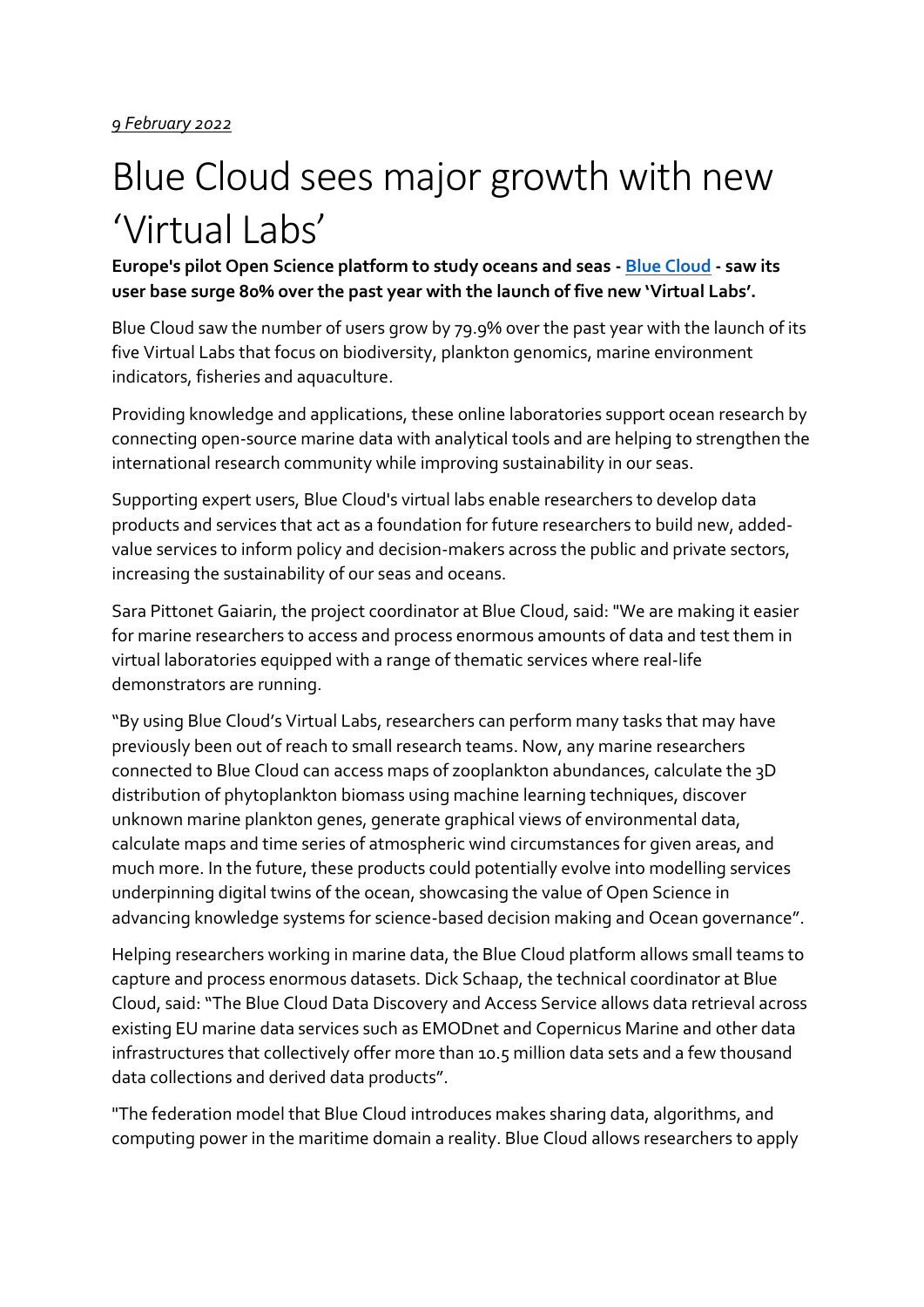*9 February 2022*

# Blue Cloud sees major growth with new 'Virtual Labs'

**Europe's pilot Open Science platform to study oceans and seas - Blue Cloud - saw its user base surge 80% over the past year with the launch of five new 'Virtual Labs'.**

Blue Cloud saw the number of users grow by 79.9% over the past year with the launch of its five Virtual Labs that focus on biodiversity, plankton genomics, marine environment indicators, fisheries and aquaculture.

Providing knowledge and applications, these online laboratories support ocean research by connecting open-source marine data with analytical tools and are helping to strengthen the international research community while improving sustainability in our seas.

Supporting expert users, Blue Cloud's virtual labs enable researchers to develop data products and services that act as a foundation for future researchers to build new, added-value services to inform policy and decision-makers across the public and private sectors, increasing the sustainability of our seas and oceans.

Sara Pittonet Gaiarin, the project coordinator at Blue Cloud, said: "We are making it easier for marine researchers to access and process enormous amounts of data and test them in virtual laboratories equipped with a range of thematic services where real-life demonstrators are running.

"By using Blue Cloud's Virtual Labs, researchers can perform many tasks that may have previously been out of reach to small research teams. Now, any marine researchers connected to Blue Cloud can access maps of zooplankton abundances, calculate the 3D distribution of phytoplankton biomass using machine learning techniques, discover unknown marine plankton genes, generate graphical views of environmental data, calculate maps and time series of atmospheric wind circumstances for given areas, and much more. In the future, these products could potentially evolve into modelling services underpinning digital twins of the ocean, showcasing the value of Open Science in advancing knowledge systems for science-based decision making and Ocean governance".

Helping researchers working in marine data, the Blue Cloud platform allows small teams to capture and process enormous datasets. Dick Schaap, the technical coordinator at Blue Cloud, said: "The Blue Cloud Data Discovery and Access Service allows data retrieval across existing EU marine data services such as EMODnet and Copernicus Marine and other data infrastructures that collectively offer more than 10.5 million data sets and a few thousand data collections and derived data products".

"The federation model that Blue Cloud introduces makes sharing data, algorithms, and computing power in the maritime domain a reality. Blue Cloud allows researchers to apply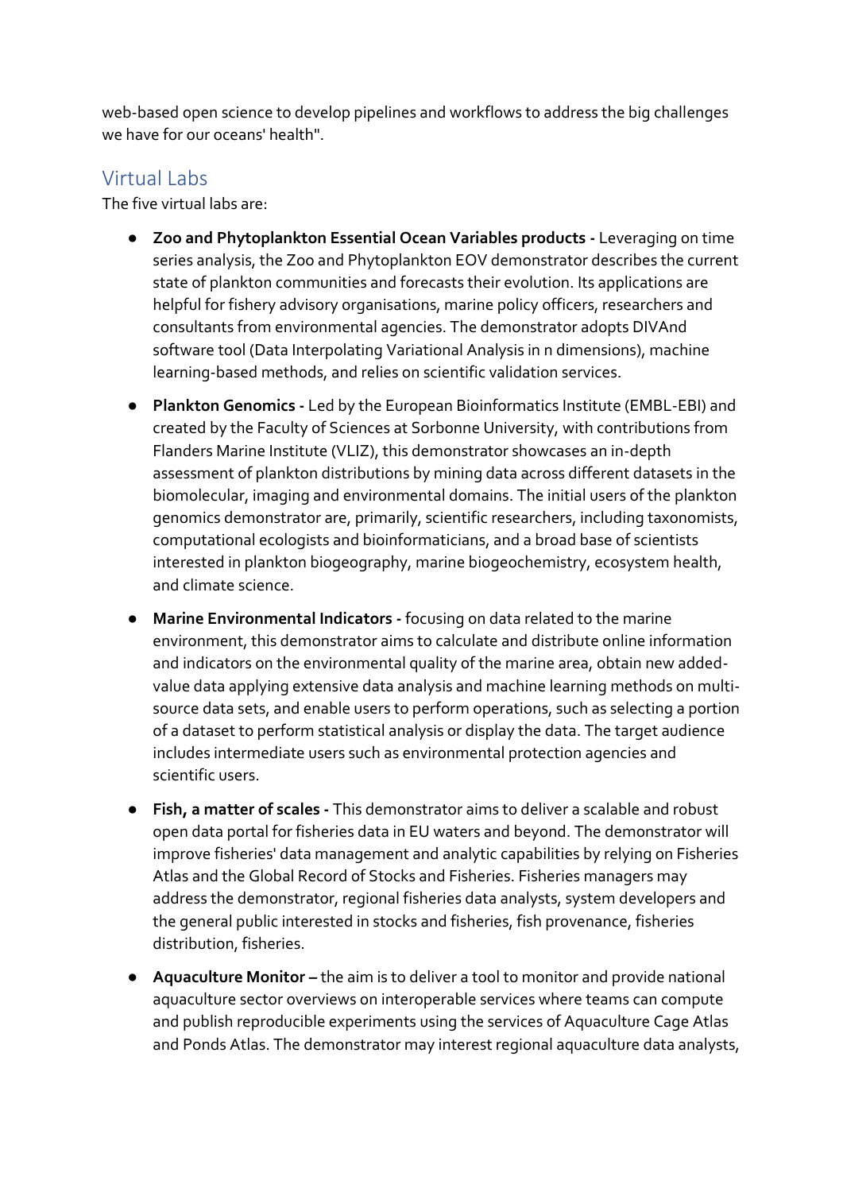web-based open science to develop pipelines and workflows to address the big challenges we have for our oceans' health".

## Virtual Labs

The five virtual labs are:

- **Zoo and Phytoplankton Essential Ocean Variables products -** Leveraging on time series analysis, the Zoo and Phytoplankton EOV demonstrator describes the current state of plankton communities and forecasts their evolution. Its applications are helpful for fishery advisory organisations, marine policy officers, researchers and consultants from environmental agencies. The demonstrator adopts DIVAnd software tool (Data Interpolating Variational Analysis in n dimensions), machine learning-based methods, and relies on scientific validation services.

- **Plankton Genomics -** Led by the European Bioinformatics Institute (EMBL-EBI) and created by the Faculty of Sciences at Sorbonne University, with contributions from Flanders Marine Institute (VLIZ), this demonstrator showcases an in-depth assessment of plankton distributions by mining data across different datasets in the biomolecular, imaging and environmental domains. The initial users of the plankton genomics demonstrator are, primarily, scientific researchers, including taxonomists, computational ecologists and bioinformaticians, and a broad base of scientists interested in plankton biogeography, marine biogeochemistry, ecosystem health, and climate science.

- **Marine Environmental Indicators -** focusing on data related to the marine environment, this demonstrator aims to calculate and distribute online information and indicators on the environmental quality of the marine area, obtain new added-value data applying extensive data analysis and machine learning methods on multi-source data sets, and enable users to perform operations, such as selecting a portion of a dataset to perform statistical analysis or display the data. The target audience includes intermediate users such as environmental protection agencies and scientific users.

- **Fish, a matter of scales -** This demonstrator aims to deliver a scalable and robust open data portal for fisheries data in EU waters and beyond. The demonstrator will improve fisheries' data management and analytic capabilities by relying on Fisheries Atlas and the Global Record of Stocks and Fisheries. Fisheries managers may address the demonstrator, regional fisheries data analysts, system developers and the general public interested in stocks and fisheries, fish provenance, fisheries distribution, fisheries.

- **Aquaculture Monitor –** the aim is to deliver a tool to monitor and provide national aquaculture sector overviews on interoperable services where teams can compute and publish reproducible experiments using the services of Aquaculture Cage Atlas and Ponds Atlas. The demonstrator may interest regional aquaculture data analysts,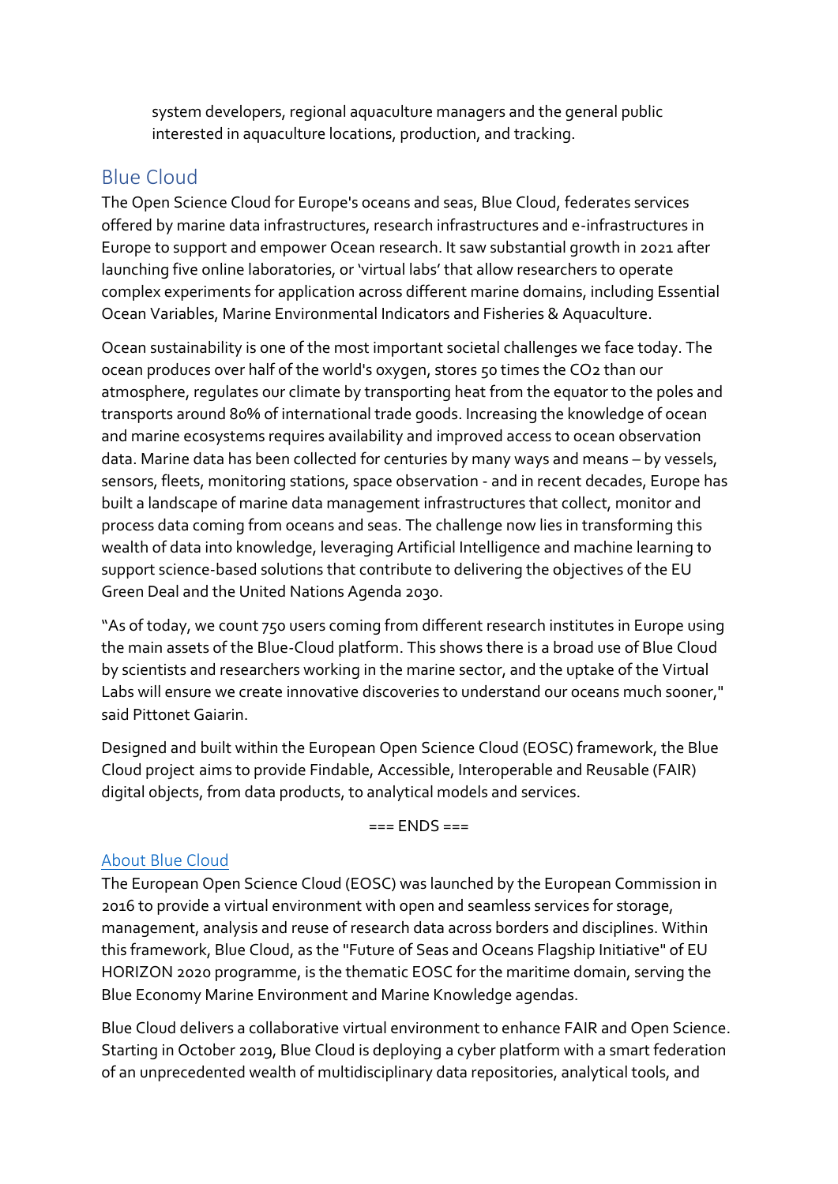system developers, regional aquaculture managers and the general public interested in aquaculture locations, production, and tracking.

## Blue Cloud

The Open Science Cloud for Europe's oceans and seas, Blue Cloud, federates services offered by marine data infrastructures, research infrastructures and e-infrastructures in Europe to support and empower Ocean research. It saw substantial growth in 2021 after launching five online laboratories, or 'virtual labs' that allow researchers to operate complex experiments for application across different marine domains, including Essential Ocean Variables, Marine Environmental Indicators and Fisheries & Aquaculture.

Ocean sustainability is one of the most important societal challenges we face today. The ocean produces over half of the world's oxygen, stores 50 times the $CO_2$ than our atmosphere, regulates our climate by transporting heat from the equator to the poles and transports around 80% of international trade goods. Increasing the knowledge of ocean and marine ecosystems requires availability and improved access to ocean observation data. Marine data has been collected for centuries by many ways and means – by vessels, sensors, fleets, monitoring stations, space observation - and in recent decades, Europe has built a landscape of marine data management infrastructures that collect, monitor and process data coming from oceans and seas. The challenge now lies in transforming this wealth of data into knowledge, leveraging Artificial Intelligence and machine learning to support science-based solutions that contribute to delivering the objectives of the EU Green Deal and the United Nations Agenda 2030.

"As of today, we count 750 users coming from different research institutes in Europe using the main assets of the Blue-Cloud platform. This shows there is a broad use of Blue Cloud by scientists and researchers working in the marine sector, and the uptake of the Virtual Labs will ensure we create innovative discoveries to understand our oceans much sooner," said Pittonet Gaiarin.

Designed and built within the European Open Science Cloud (EOSC) framework, the Blue Cloud project aims to provide Findable, Accessible, Interoperable and Reusable (FAIR) digital objects, from data products, to analytical models and services.

=== ENDS ===

### About Blue Cloud

The European Open Science Cloud (EOSC) was launched by the European Commission in 2016 to provide a virtual environment with open and seamless services for storage, management, analysis and reuse of research data across borders and disciplines. Within this framework, Blue Cloud, as the "Future of Seas and Oceans Flagship Initiative" of EU HORIZON 2020 programme, is the thematic EOSC for the maritime domain, serving the Blue Economy Marine Environment and Marine Knowledge agendas.

Blue Cloud delivers a collaborative virtual environment to enhance FAIR and Open Science. Starting in October 2019, Blue Cloud is deploying a cyber platform with a smart federation of an unprecedented wealth of multidisciplinary data repositories, analytical tools, and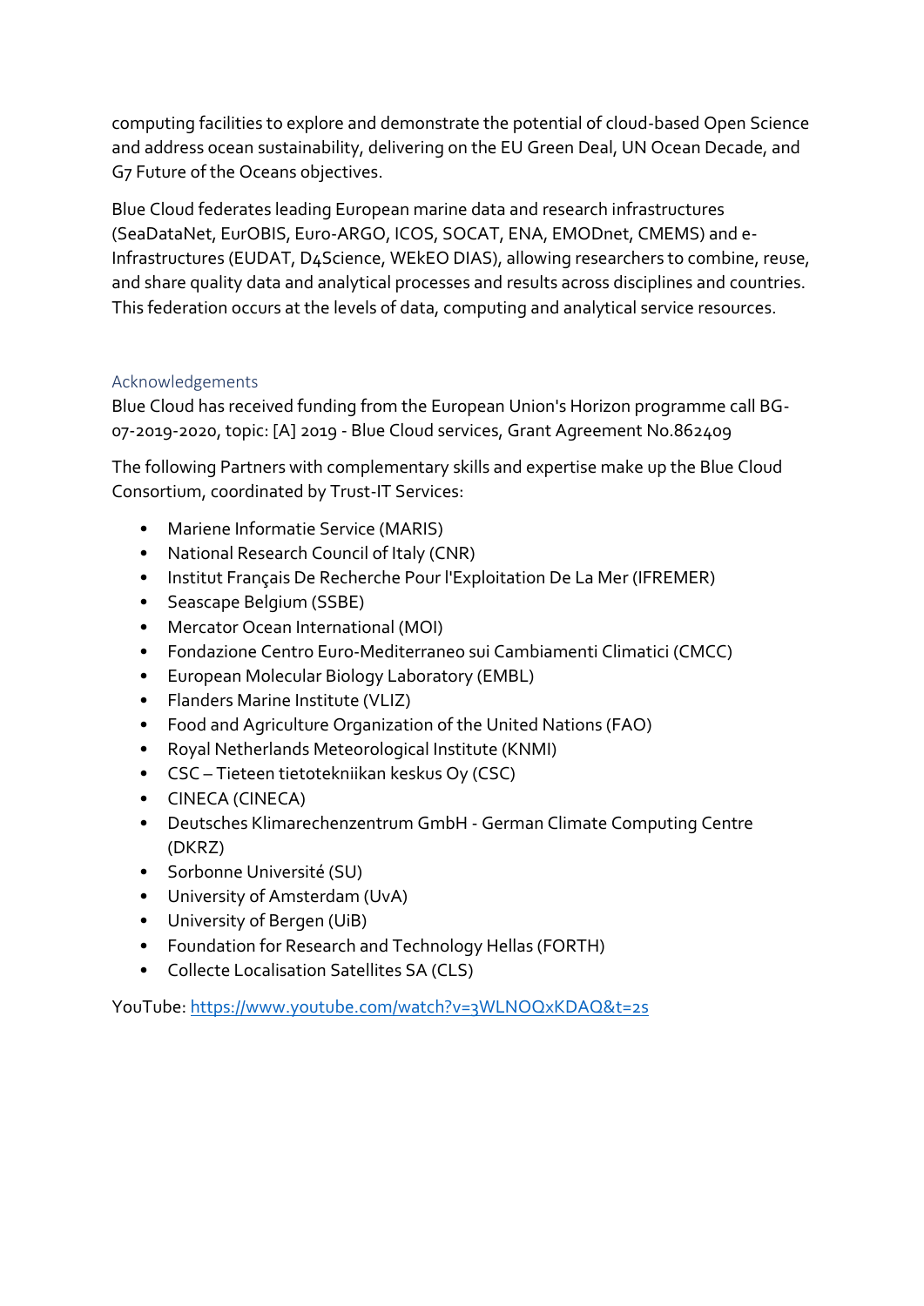computing facilities to explore and demonstrate the potential of cloud-based Open Science and address ocean sustainability, delivering on the EU Green Deal, UN Ocean Decade, and G7 Future of the Oceans objectives.

Blue Cloud federates leading European marine data and research infrastructures (SeaDataNet, EurOBIS, Euro-ARGO, ICOS, SOCAT, ENA, EMODnet, CMEMS) and e-Infrastructures (EUDAT, D4Science, WEkEO DIAS), allowing researchers to combine, reuse, and share quality data and analytical processes and results across disciplines and countries. This federation occurs at the levels of data, computing and analytical service resources.

## Acknowledgements

Blue Cloud has received funding from the European Union's Horizon programme call BG-07-2019-2020, topic: [A] 2019 - Blue Cloud services, Grant Agreement No.862409

The following Partners with complementary skills and expertise make up the Blue Cloud Consortium, coordinated by Trust-IT Services:

- Mariene Informatie Service (MARIS)
- National Research Council of Italy (CNR)
- Institut Français De Recherche Pour l'Exploitation De La Mer (IFREMER)
- Seascape Belgium (SSBE)
- Mercator Ocean International (MOI)
- Fondazione Centro Euro-Mediterraneo sui Cambiamenti Climatici (CMCC)
- European Molecular Biology Laboratory (EMBL)
- Flanders Marine Institute (VLIZ)
- Food and Agriculture Organization of the United Nations (FAO)
- Royal Netherlands Meteorological Institute (KNMI)
- CSC – Tieteen tietotekniikan keskus Oy (CSC)
- CINECA (CINECA)
- Deutsches Klimarechenzentrum GmbH - German Climate Computing Centre (DKRZ)
- Sorbonne Université (SU)
- University of Amsterdam (UvA)
- University of Bergen (UiB)
- Foundation for Research and Technology Hellas (FORTH)
- Collecte Localisation Satellites SA (CLS)

YouTube: https://www.youtube.com/watch?v=3WLNOQxKDAQ&t=2s